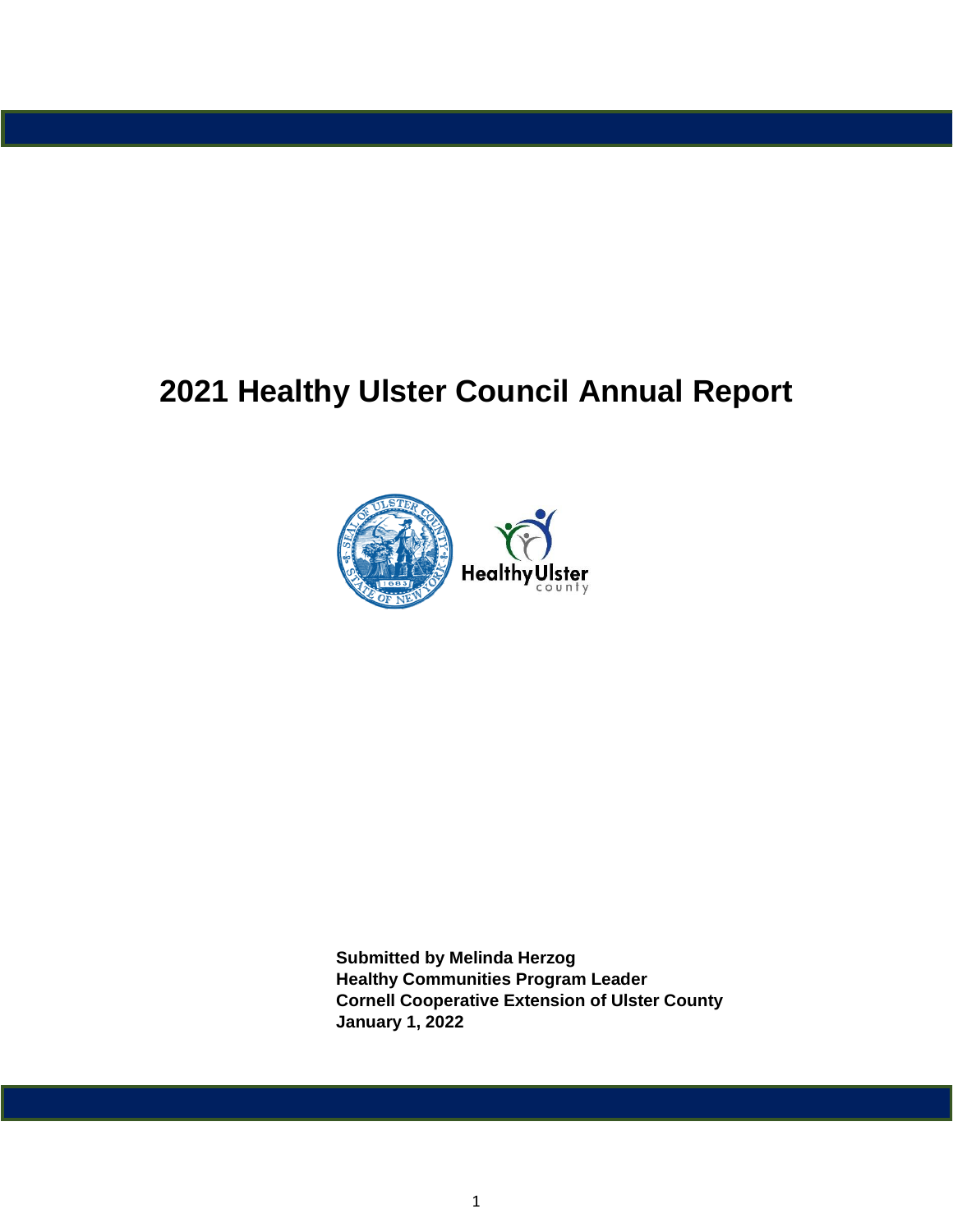# 2021 Healthy Ulster Council Annual Report

**Submitted by Melinda Herzog**
**Healthy Communities Program Leader**
**Cornell Cooperative Extension of Ulster County**
**January 1, 2022**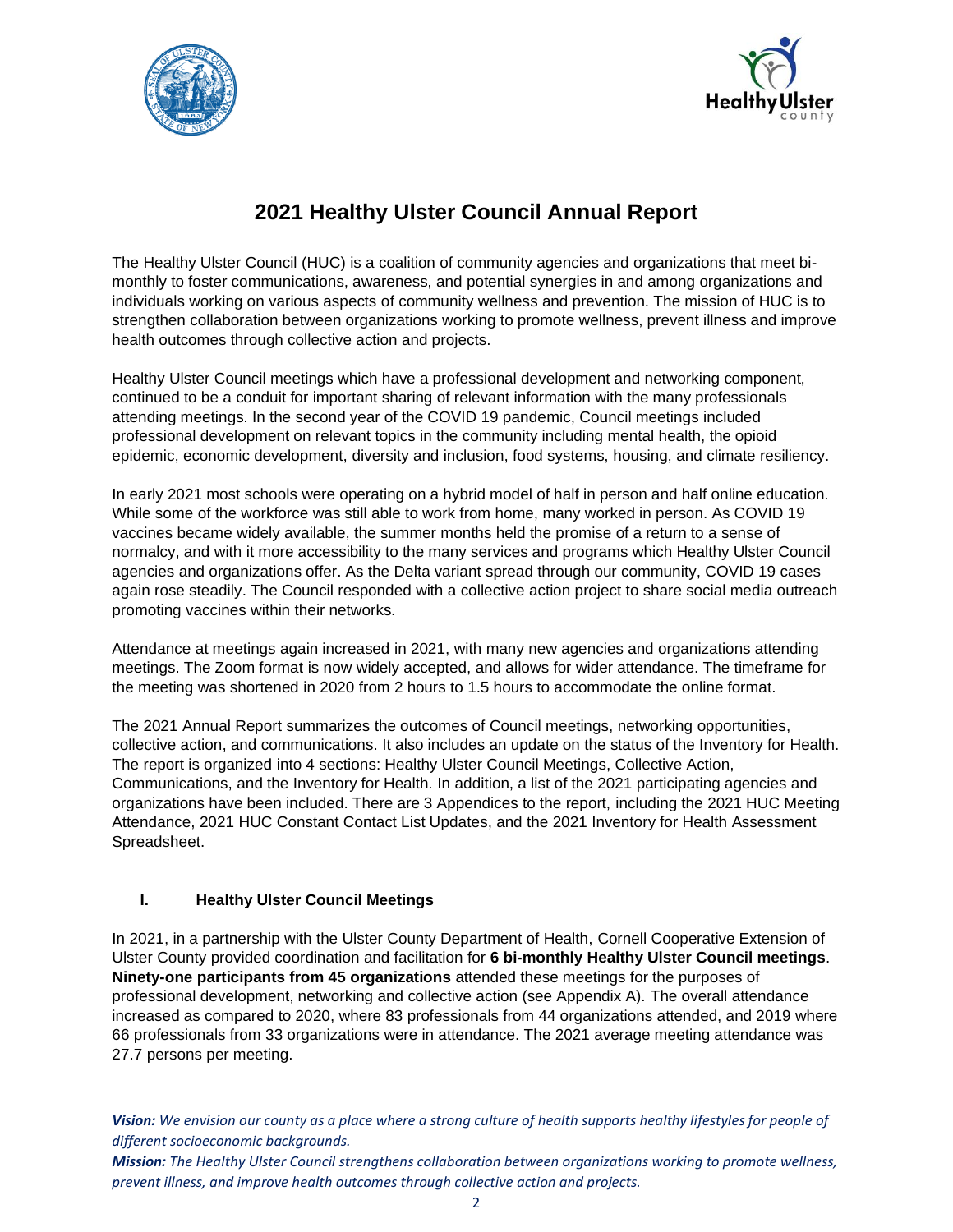# 2021 Healthy Ulster Council Annual Report

The Healthy Ulster Council (HUC) is a coalition of community agencies and organizations that meet bi-monthly to foster communications, awareness, and potential synergies in and among organizations and individuals working on various aspects of community wellness and prevention. The mission of HUC is to strengthen collaboration between organizations working to promote wellness, prevent illness and improve health outcomes through collective action and projects.

Healthy Ulster Council meetings which have a professional development and networking component, continued to be a conduit for important sharing of relevant information with the many professionals attending meetings. In the second year of the COVID 19 pandemic, Council meetings included professional development on relevant topics in the community including mental health, the opioid epidemic, economic development, diversity and inclusion, food systems, housing, and climate resiliency.

In early 2021 most schools were operating on a hybrid model of half in person and half online education. While some of the workforce was still able to work from home, many worked in person. As COVID 19 vaccines became widely available, the summer months held the promise of a return to a sense of normalcy, and with it more accessibility to the many services and programs which Healthy Ulster Council agencies and organizations offer. As the Delta variant spread through our community, COVID 19 cases again rose steadily. The Council responded with a collective action project to share social media outreach promoting vaccines within their networks.

Attendance at meetings again increased in 2021, with many new agencies and organizations attending meetings. The Zoom format is now widely accepted, and allows for wider attendance. The timeframe for the meeting was shortened in 2020 from 2 hours to 1.5 hours to accommodate the online format.

The 2021 Annual Report summarizes the outcomes of Council meetings, networking opportunities, collective action, and communications. It also includes an update on the status of the Inventory for Health. The report is organized into 4 sections: Healthy Ulster Council Meetings, Collective Action, Communications, and the Inventory for Health. In addition, a list of the 2021 participating agencies and organizations have been included. There are 3 Appendices to the report, including the 2021 HUC Meeting Attendance, 2021 HUC Constant Contact List Updates, and the 2021 Inventory for Health Assessment Spreadsheet.

## I. Healthy Ulster Council Meetings

In 2021, in a partnership with the Ulster County Department of Health, Cornell Cooperative Extension of Ulster County provided coordination and facilitation for **6 bi-monthly Healthy Ulster Council meetings**. **Ninety-one participants from 45 organizations** attended these meetings for the purposes of professional development, networking and collective action (see Appendix A). The overall attendance increased as compared to 2020, where 83 professionals from 44 organizations attended, and 2019 where 66 professionals from 33 organizations were in attendance. The 2021 average meeting attendance was 27.7 persons per meeting.

***Vision:*** *We envision our county as a place where a strong culture of health supports healthy lifestyles for people of different socioeconomic backgrounds.*

***Mission:*** *The Healthy Ulster Council strengthens collaboration between organizations working to promote wellness, prevent illness, and improve health outcomes through collective action and projects.*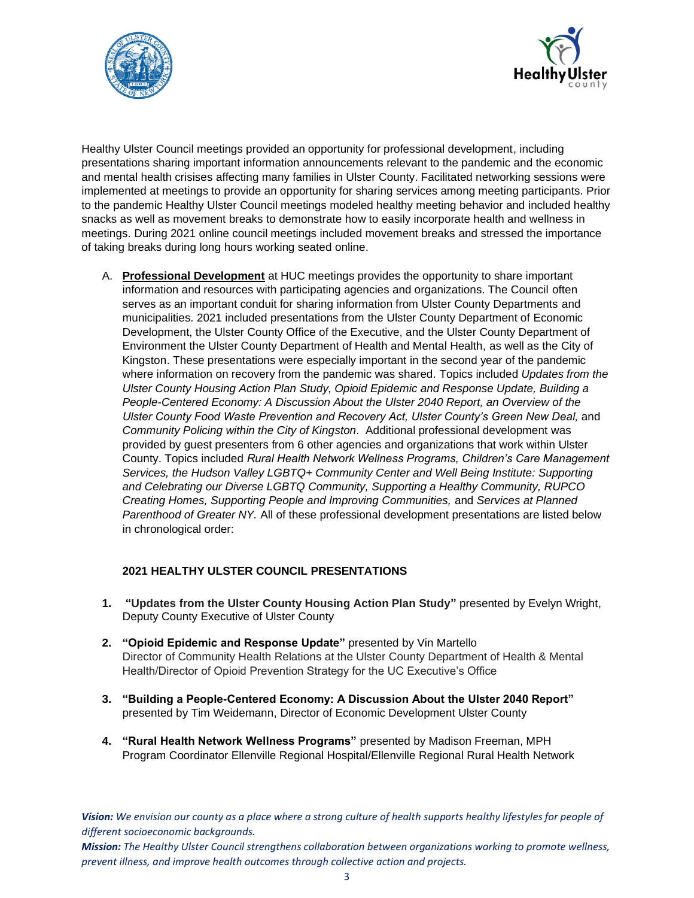Healthy Ulster Council meetings provided an opportunity for professional development, including presentations sharing important information announcements relevant to the pandemic and the economic and mental health crisises affecting many families in Ulster County. Facilitated networking sessions were implemented at meetings to provide an opportunity for sharing services among meeting participants. Prior to the pandemic Healthy Ulster Council meetings modeled healthy meeting behavior and included healthy snacks as well as movement breaks to demonstrate how to easily incorporate health and wellness in meetings. During 2021 online council meetings included movement breaks and stressed the importance of taking breaks during long hours working seated online.

A. **Professional Development** at HUC meetings provides the opportunity to share important information and resources with participating agencies and organizations. The Council often serves as an important conduit for sharing information from Ulster County Departments and municipalities. 2021 included presentations from the Ulster County Department of Economic Development, the Ulster County Office of the Executive, and the Ulster County Department of Environment the Ulster County Department of Health and Mental Health, as well as the City of Kingston. These presentations were especially important in the second year of the pandemic where information on recovery from the pandemic was shared. Topics included *Updates from the Ulster County Housing Action Plan Study, Opioid Epidemic and Response Update, Building a People-Centered Economy: A Discussion About the Ulster 2040 Report, an Overview of the Ulster County Food Waste Prevention and Recovery Act, Ulster County's Green New Deal,* and *Community Policing within the City of Kingston*. Additional professional development was provided by guest presenters from 6 other agencies and organizations that work within Ulster County. Topics included *Rural Health Network Wellness Programs, Children's Care Management Services, the Hudson Valley LGBTQ+ Community Center and Well Being Institute: Supporting and Celebrating our Diverse LGBTQ Community, Supporting a Healthy Community, RUPCO Creating Homes, Supporting People and Improving Communities,* and *Services at Planned Parenthood of Greater NY.* All of these professional development presentations are listed below in chronological order:

**2021 HEALTHY ULSTER COUNCIL PRESENTATIONS**

1. **"Updates from the Ulster County Housing Action Plan Study"** presented by Evelyn Wright, Deputy County Executive of Ulster County
2. **"Opioid Epidemic and Response Update"** presented by Vin Martello Director of Community Health Relations at the Ulster County Department of Health & Mental Health/Director of Opioid Prevention Strategy for the UC Executive's Office
3. **"Building a People-Centered Economy: A Discussion About the Ulster 2040 Report"** presented by Tim Weidemann, Director of Economic Development Ulster County
4. **"Rural Health Network Wellness Programs"** presented by Madison Freeman, MPH Program Coordinator Ellenville Regional Hospital/Ellenville Regional Rural Health Network

***Vision:*** *We envision our county as a place where a strong culture of health supports healthy lifestyles for people of different socioeconomic backgrounds.*

***Mission:*** *The Healthy Ulster Council strengthens collaboration between organizations working to promote wellness, prevent illness, and improve health outcomes through collective action and projects.*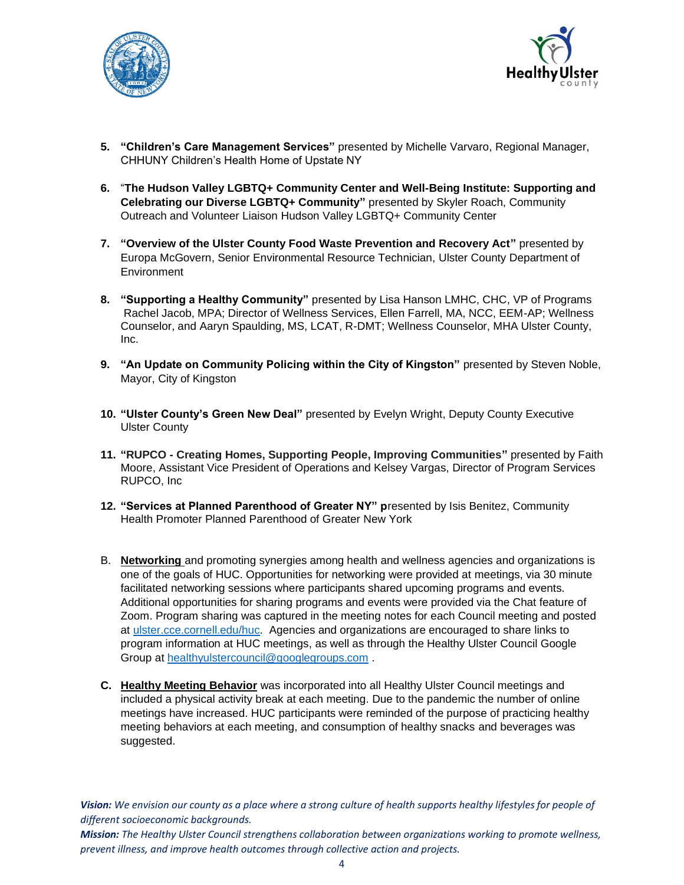5. **"Children's Care Management Services"** presented by Michelle Varvaro, Regional Manager, CHHUNY Children's Health Home of Upstate NY

6. "**The Hudson Valley LGBTQ+ Community Center and Well-Being Institute: Supporting and Celebrating our Diverse LGBTQ+ Community"** presented by Skyler Roach, Community Outreach and Volunteer Liaison Hudson Valley LGBTQ+ Community Center

7. **"Overview of the Ulster County Food Waste Prevention and Recovery Act"** presented by Europa McGovern, Senior Environmental Resource Technician, Ulster County Department of Environment

8. **"Supporting a Healthy Community"** presented by Lisa Hanson LMHC, CHC, VP of Programs Rachel Jacob, MPA; Director of Wellness Services, Ellen Farrell, MA, NCC, EEM-AP; Wellness Counselor, and Aaryn Spaulding, MS, LCAT, R-DMT; Wellness Counselor, MHA Ulster County, Inc.

9. **"An Update on Community Policing within the City of Kingston"** presented by Steven Noble, Mayor, City of Kingston

10. **"Ulster County's Green New Deal"** presented by Evelyn Wright, Deputy County Executive Ulster County

11. **"RUPCO - Creating Homes, Supporting People, Improving Communities"** presented by Faith Moore, Assistant Vice President of Operations and Kelsey Vargas, Director of Program Services RUPCO, Inc

12. **"Services at Planned Parenthood of Greater NY" p**resented by Isis Benitez, Community Health Promoter Planned Parenthood of Greater New York

B. **Networking** and promoting synergies among health and wellness agencies and organizations is one of the goals of HUC. Opportunities for networking were provided at meetings, via 30 minute facilitated networking sessions where participants shared upcoming programs and events. Additional opportunities for sharing programs and events were provided via the Chat feature of Zoom. Program sharing was captured in the meeting notes for each Council meeting and posted at ulster.cce.cornell.edu/huc. Agencies and organizations are encouraged to share links to program information at HUC meetings, as well as through the Healthy Ulster Council Google Group at healthyulstercouncil@googlegroups.com .

**C. Healthy Meeting Behavior** was incorporated into all Healthy Ulster Council meetings and included a physical activity break at each meeting. Due to the pandemic the number of online meetings have increased. HUC participants were reminded of the purpose of practicing healthy meeting behaviors at each meeting, and consumption of healthy snacks and beverages was suggested.

***Vision:*** *We envision our county as a place where a strong culture of health supports healthy lifestyles for people of different socioeconomic backgrounds.*

***Mission:*** *The Healthy Ulster Council strengthens collaboration between organizations working to promote wellness, prevent illness, and improve health outcomes through collective action and projects.*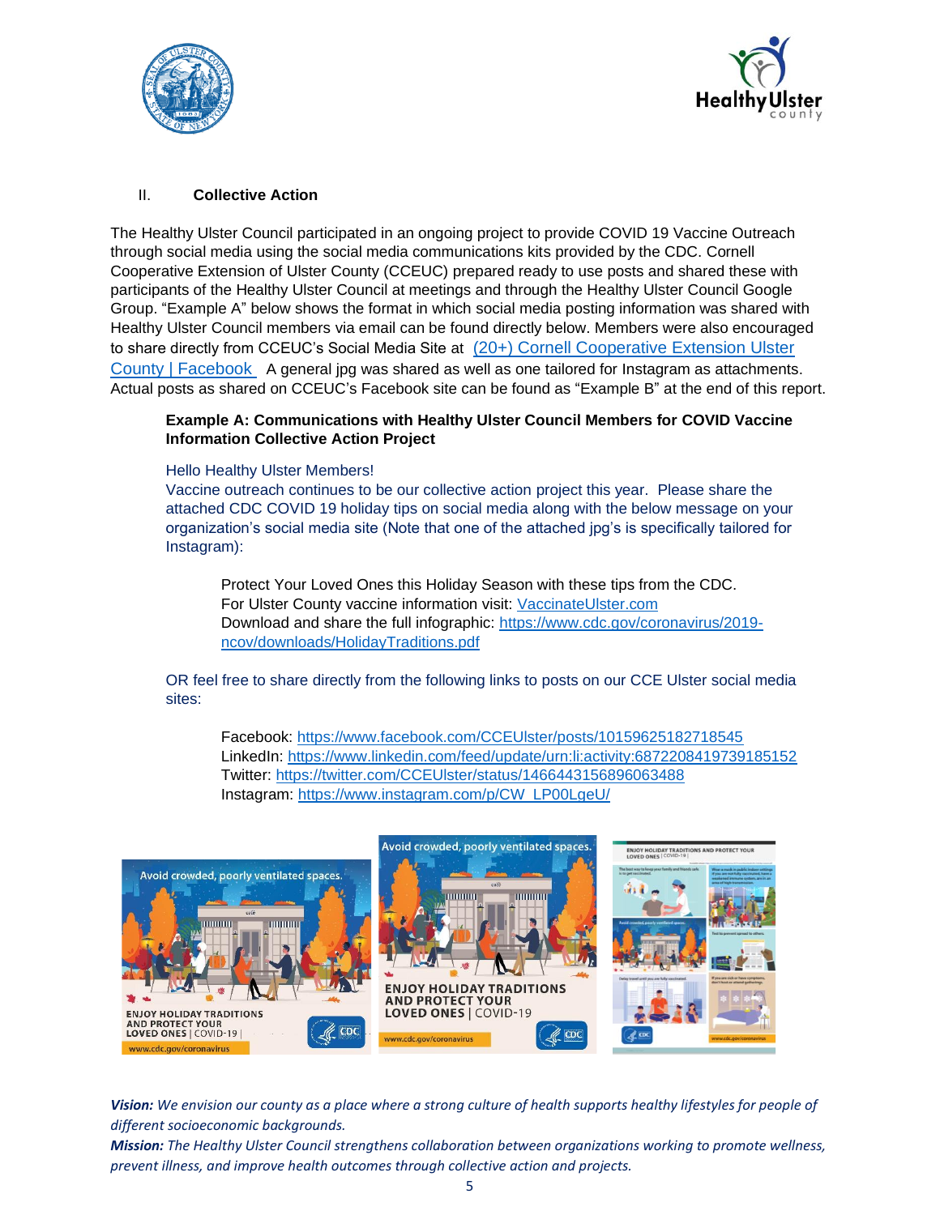## II. Collective Action

The Healthy Ulster Council participated in an ongoing project to provide COVID 19 Vaccine Outreach through social media using the social media communications kits provided by the CDC. Cornell Cooperative Extension of Ulster County (CCEUC) prepared ready to use posts and shared these with participants of the Healthy Ulster Council at meetings and through the Healthy Ulster Council Google Group. "Example A" below shows the format in which social media posting information was shared with Healthy Ulster Council members via email can be found directly below. Members were also encouraged to share directly from CCEUC's Social Media Site at (20+) Cornell Cooperative Extension Ulster County | Facebook A general jpg was shared as well as one tailored for Instagram as attachments. Actual posts as shared on CCEUC's Facebook site can be found as "Example B" at the end of this report.

**Example A: Communications with Healthy Ulster Council Members for COVID Vaccine Information Collective Action Project**

Hello Healthy Ulster Members!
Vaccine outreach continues to be our collective action project this year. Please share the attached CDC COVID 19 holiday tips on social media along with the below message on your organization's social media site (Note that one of the attached jpg's is specifically tailored for Instagram):

> Protect Your Loved Ones this Holiday Season with these tips from the CDC.
> For Ulster County vaccine information visit: VaccinateUlster.com
> Download and share the full infographic: https://www.cdc.gov/coronavirus/2019-ncov/downloads/HolidayTraditions.pdf

OR feel free to share directly from the following links to posts on our CCE Ulster social media sites:

> Facebook: https://www.facebook.com/CCEUlster/posts/10159625182718545
> LinkedIn: https://www.linkedin.com/feed/update/urn:li:activity:6872208419739185152
> Twitter: https://twitter.com/CCEUlster/status/1466443156896063488
> Instagram: https://www.instagram.com/p/CW_LP00LgeU/

*__Vision:__ We envision our county as a place where a strong culture of health supports healthy lifestyles for people of different socioeconomic backgrounds.*
*__Mission:__ The Healthy Ulster Council strengthens collaboration between organizations working to promote wellness, prevent illness, and improve health outcomes through collective action and projects.*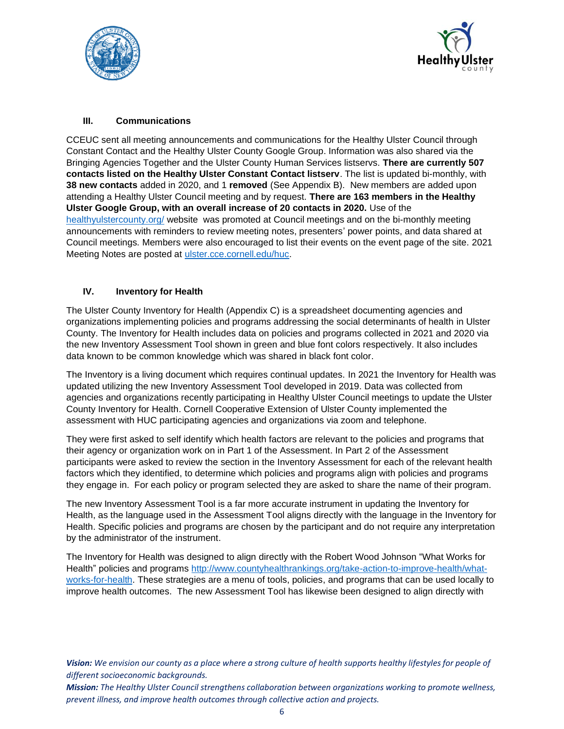## III. Communications

CCEUC sent all meeting announcements and communications for the Healthy Ulster Council through Constant Contact and the Healthy Ulster County Google Group. Information was also shared via the Bringing Agencies Together and the Ulster County Human Services listservs. **There are currently 507 contacts listed on the Healthy Ulster Constant Contact listserv**. The list is updated bi-monthly, with **38 new contacts** added in 2020, and 1 **removed** (See Appendix B). New members are added upon attending a Healthy Ulster Council meeting and by request. **There are 163 members in the Healthy Ulster Google Group, with an overall increase of 20 contacts in 2020.** Use of the [healthyulstercounty.org/](healthyulstercounty.org/) website was promoted at Council meetings and on the bi-monthly meeting announcements with reminders to review meeting notes, presenters' power points, and data shared at Council meetings. Members were also encouraged to list their events on the event page of the site. 2021 Meeting Notes are posted at [ulster.cce.cornell.edu/huc](ulster.cce.cornell.edu/huc).

## IV. Inventory for Health

The Ulster County Inventory for Health (Appendix C) is a spreadsheet documenting agencies and organizations implementing policies and programs addressing the social determinants of health in Ulster County. The Inventory for Health includes data on policies and programs collected in 2021 and 2020 via the new Inventory Assessment Tool shown in green and blue font colors respectively. It also includes data known to be common knowledge which was shared in black font color.

The Inventory is a living document which requires continual updates. In 2021 the Inventory for Health was updated utilizing the new Inventory Assessment Tool developed in 2019. Data was collected from agencies and organizations recently participating in Healthy Ulster Council meetings to update the Ulster County Inventory for Health. Cornell Cooperative Extension of Ulster County implemented the assessment with HUC participating agencies and organizations via zoom and telephone.

They were first asked to self identify which health factors are relevant to the policies and programs that their agency or organization work on in Part 1 of the Assessment. In Part 2 of the Assessment participants were asked to review the section in the Inventory Assessment for each of the relevant health factors which they identified, to determine which policies and programs align with policies and programs they engage in. For each policy or program selected they are asked to share the name of their program.

The new Inventory Assessment Tool is a far more accurate instrument in updating the Inventory for Health, as the language used in the Assessment Tool aligns directly with the language in the Inventory for Health. Specific policies and programs are chosen by the participant and do not require any interpretation by the administrator of the instrument.

The Inventory for Health was designed to align directly with the Robert Wood Johnson "What Works for Health" policies and programs [http://www.countyhealthrankings.org/take-action-to-improve-health/what-works-for-health](http://www.countyhealthrankings.org/take-action-to-improve-health/what-works-for-health). These strategies are a menu of tools, policies, and programs that can be used locally to improve health outcomes. The new Assessment Tool has likewise been designed to align directly with

***Vision:*** *We envision our county as a place where a strong culture of health supports healthy lifestyles for people of different socioeconomic backgrounds.*

***Mission:*** *The Healthy Ulster Council strengthens collaboration between organizations working to promote wellness, prevent illness, and improve health outcomes through collective action and projects.*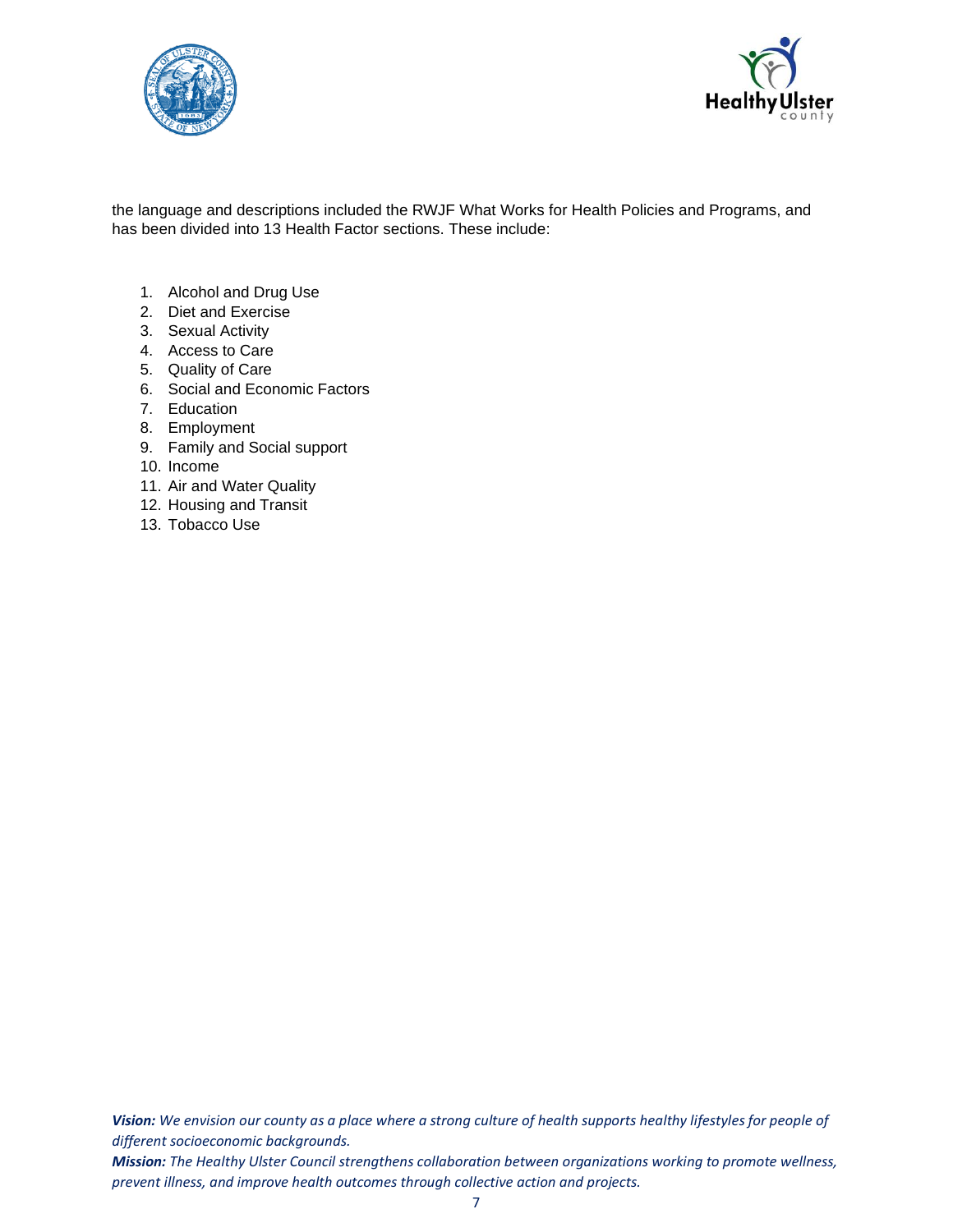the language and descriptions included the RWJF What Works for Health Policies and Programs, and has been divided into 13 Health Factor sections. These include:

1. Alcohol and Drug Use
2. Diet and Exercise
3. Sexual Activity
4. Access to Care
5. Quality of Care
6. Social and Economic Factors
7. Education
8. Employment
9. Family and Social support
10. Income
11. Air and Water Quality
12. Housing and Transit
13. Tobacco Use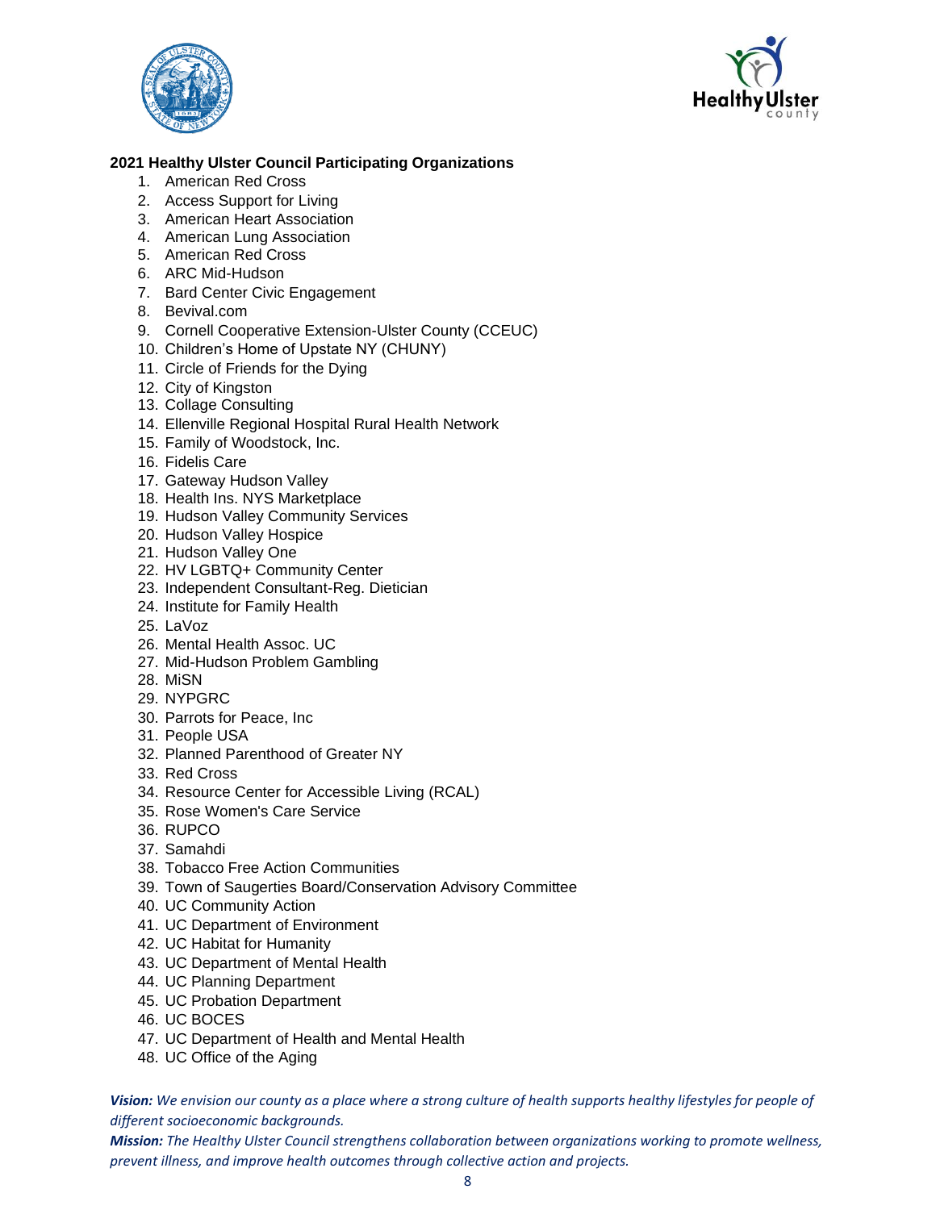**2021 Healthy Ulster Council Participating Organizations**

1. American Red Cross
2. Access Support for Living
3. American Heart Association
4. American Lung Association
5. American Red Cross
6. ARC Mid-Hudson
7. Bard Center Civic Engagement
8. Bevival.com
9. Cornell Cooperative Extension-Ulster County (CCEUC)
10. Children's Home of Upstate NY (CHUNY)
11. Circle of Friends for the Dying
12. City of Kingston
13. Collage Consulting
14. Ellenville Regional Hospital Rural Health Network
15. Family of Woodstock, Inc.
16. Fidelis Care
17. Gateway Hudson Valley
18. Health Ins. NYS Marketplace
19. Hudson Valley Community Services
20. Hudson Valley Hospice
21. Hudson Valley One
22. HV LGBTQ+ Community Center
23. Independent Consultant-Reg. Dietician
24. Institute for Family Health
25. LaVoz
26. Mental Health Assoc. UC
27. Mid-Hudson Problem Gambling
28. MiSN
29. NYPGRC
30. Parrots for Peace, Inc
31. People USA
32. Planned Parenthood of Greater NY
33. Red Cross
34. Resource Center for Accessible Living (RCAL)
35. Rose Women's Care Service
36. RUPCO
37. Samahdi
38. Tobacco Free Action Communities
39. Town of Saugerties Board/Conservation Advisory Committee
40. UC Community Action
41. UC Department of Environment
42. UC Habitat for Humanity
43. UC Department of Mental Health
44. UC Planning Department
45. UC Probation Department
46. UC BOCES
47. UC Department of Health and Mental Health
48. UC Office of the Aging

***Vision:*** *We envision our county as a place where a strong culture of health supports healthy lifestyles for people of different socioeconomic backgrounds.*

***Mission:*** *The Healthy Ulster Council strengthens collaboration between organizations working to promote wellness, prevent illness, and improve health outcomes through collective action and projects.*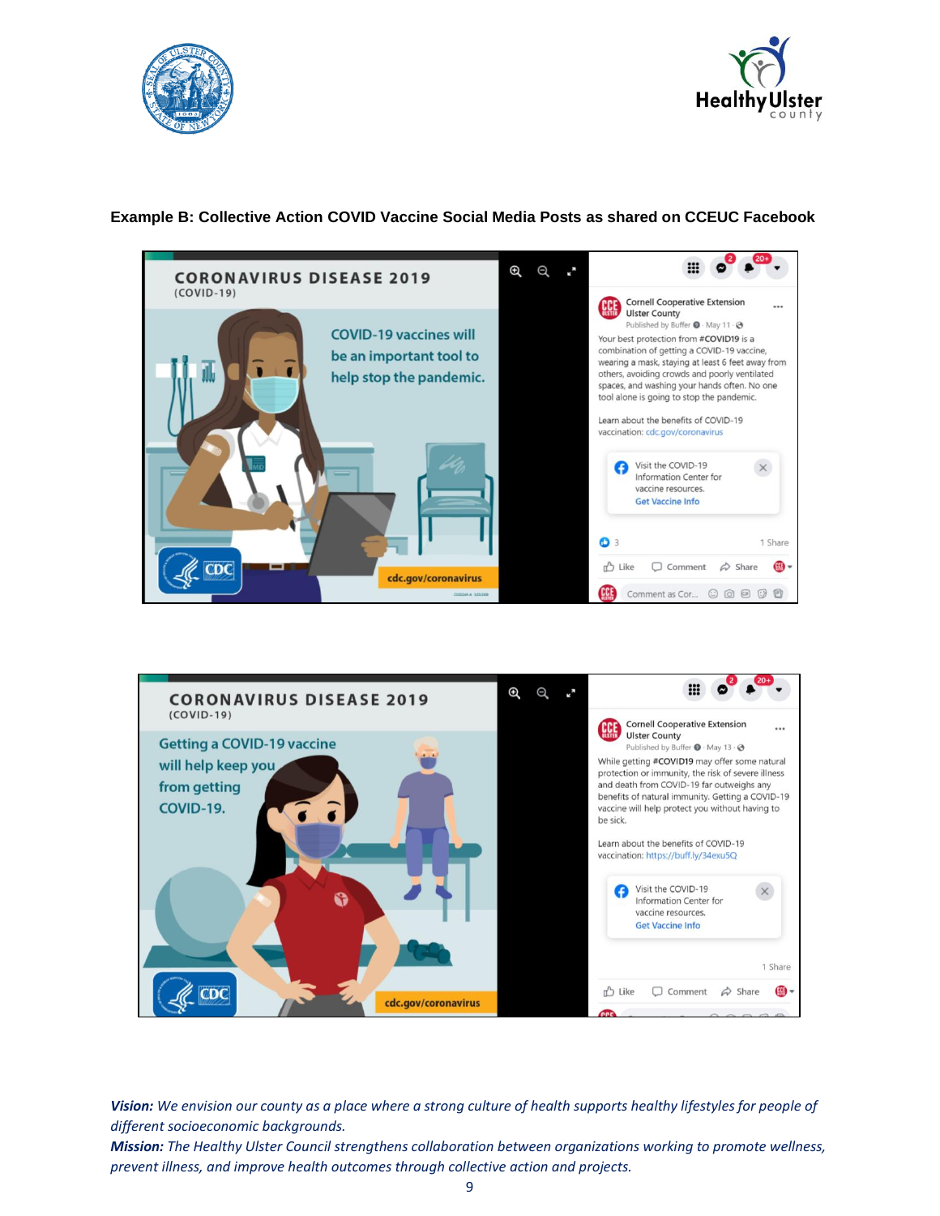**Example B: Collective Action COVID Vaccine Social Media Posts as shared on CCEUC Facebook**

CORONAVIRUS DISEASE 2019
(COVID-19)

COVID-19 vaccines will be an important tool to help stop the pandemic.

cdc.gov/coronavirus

Cornell Cooperative Extension Ulster County
Published by Buffer · May 11

Your best protection from #COVID19 is a combination of getting a COVID-19 vaccine, wearing a mask, staying at least 6 feet away from others, avoiding crowds and poorly ventilated spaces, and washing your hands often. No one tool alone is going to stop the pandemic.

Learn about the benefits of COVID-19 vaccination: cdc.gov/coronavirus

Visit the COVID-19 Information Center for vaccine resources.
Get Vaccine Info

3 · 1 Share

Like · Comment · Share

Comment as Cor...

CORONAVIRUS DISEASE 2019
(COVID-19)

Getting a COVID-19 vaccine will help keep you from getting COVID-19.

cdc.gov/coronavirus

Cornell Cooperative Extension Ulster County
Published by Buffer · May 13

While getting #COVID19 may offer some natural protection or immunity, the risk of severe illness and death from COVID-19 far outweighs any benefits of natural immunity. Getting a COVID-19 vaccine will help protect you without having to be sick.

Learn about the benefits of COVID-19 vaccination: https://buff.ly/34exu5Q

Visit the COVID-19 Information Center for vaccine resources.
Get Vaccine Info

1 Share

Like · Comment · Share

***Vision:*** *We envision our county as a place where a strong culture of health supports healthy lifestyles for people of different socioeconomic backgrounds.*
***Mission:*** *The Healthy Ulster Council strengthens collaboration between organizations working to promote wellness, prevent illness, and improve health outcomes through collective action and projects.*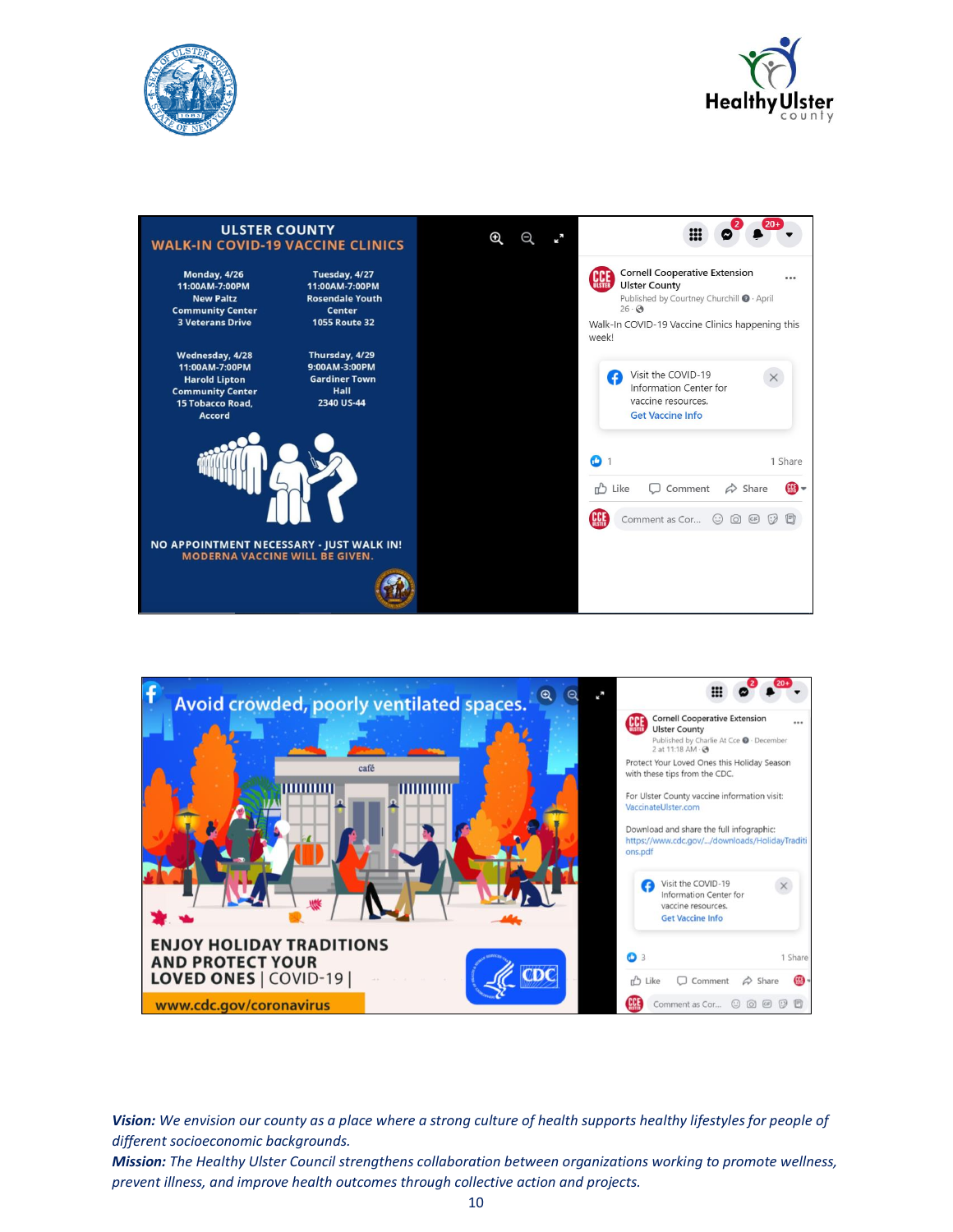ULSTER COUNTY
WALK-IN COVID-19 VACCINE CLINICS

Monday, 4/26
11:00AM-7:00PM
New Paltz
Community Center
3 Veterans Drive

Tuesday, 4/27
11:00AM-7:00PM
Rosendale Youth
Center
1055 Route 32

Wednesday, 4/28
11:00AM-7:00PM
Harold Lipton
Community Center
15 Tobacco Road,
Accord

Thursday, 4/29
9:00AM-3:00PM
Gardiner Town
Hall
2340 US-44

NO APPOINTMENT NECESSARY - JUST WALK IN!
MODERNA VACCINE WILL BE GIVEN.

Cornell Cooperative Extension Ulster County
Published by Courtney Churchill · April 26

Walk-In COVID-19 Vaccine Clinics happening this week!

Visit the COVID-19 Information Center for vaccine resources.
Get Vaccine Info

1 · 1 Share

Like · Comment · Share

Comment as Cor...

Avoid crowded, poorly ventilated spaces.

café

ENJOY HOLIDAY TRADITIONS AND PROTECT YOUR LOVED ONES | COVID-19 |

CDC

www.cdc.gov/coronavirus

Cornell Cooperative Extension Ulster County
Published by Charlie At Cce · December 2 at 11:18 AM

Protect Your Loved Ones this Holiday Season with these tips from the CDC.

For Ulster County vaccine information visit: VaccinateUlster.com

Download and share the full infographic: https://www.cdc.gov/.../downloads/HolidayTraditions.pdf

Visit the COVID-19 Information Center for vaccine resources.
Get Vaccine Info

3 · 1 Share

Like · Comment · Share

Comment as Cor...

***Vision:*** *We envision our county as a place where a strong culture of health supports healthy lifestyles for people of different socioeconomic backgrounds.*
***Mission:*** *The Healthy Ulster Council strengthens collaboration between organizations working to promote wellness, prevent illness, and improve health outcomes through collective action and projects.*